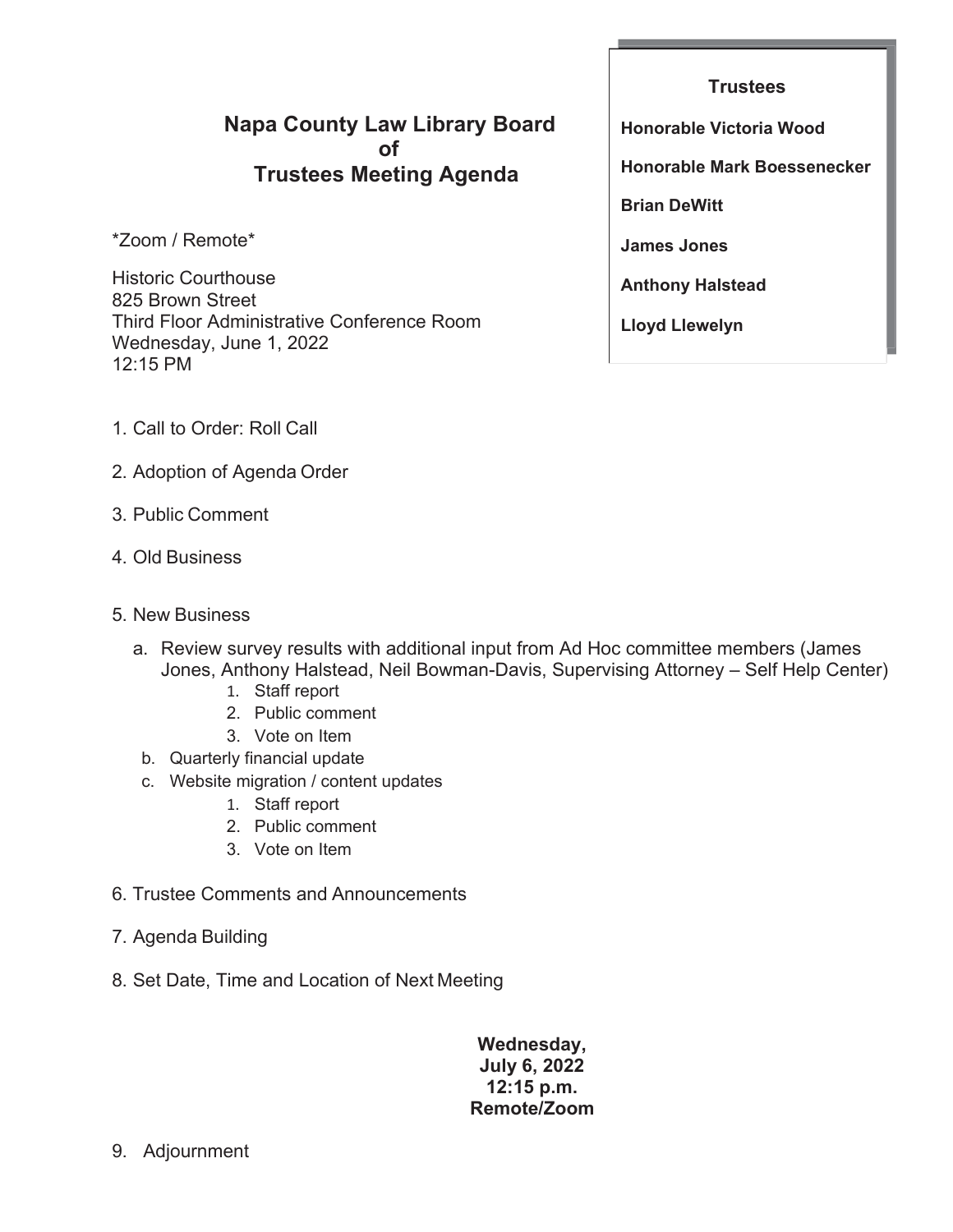# Napa County Law Library Board of Trustees Meeting Agenda

*Zoom / Remote*

Historic Courthouse
825 Brown Street
Third Floor Administrative Conference Room
Wednesday, June 1, 2022
12:15 PM

**Trustees**

**Honorable Victoria Wood**

**Honorable Mark Boessenecker**

**Brian DeWitt**

**James Jones**

**Anthony Halstead**

**Lloyd Llewelyn**

1. Call to Order: Roll Call

2. Adoption of Agenda Order

3. Public Comment

4. Old Business

5. New Business

   a. Review survey results with additional input from Ad Hoc committee members (James Jones, Anthony Halstead, Neil Bowman-Davis, Supervising Attorney – Self Help Center)
      1. Staff report
      2. Public comment
      3. Vote on Item

   b. Quarterly financial update

   c. Website migration / content updates
      1. Staff report
      2. Public comment
      3. Vote on Item

6. Trustee Comments and Announcements

7. Agenda Building

8. Set Date, Time and Location of Next Meeting

**Wednesday,
July 6, 2022
12:15 p.m.
Remote/Zoom**

9. Adjournment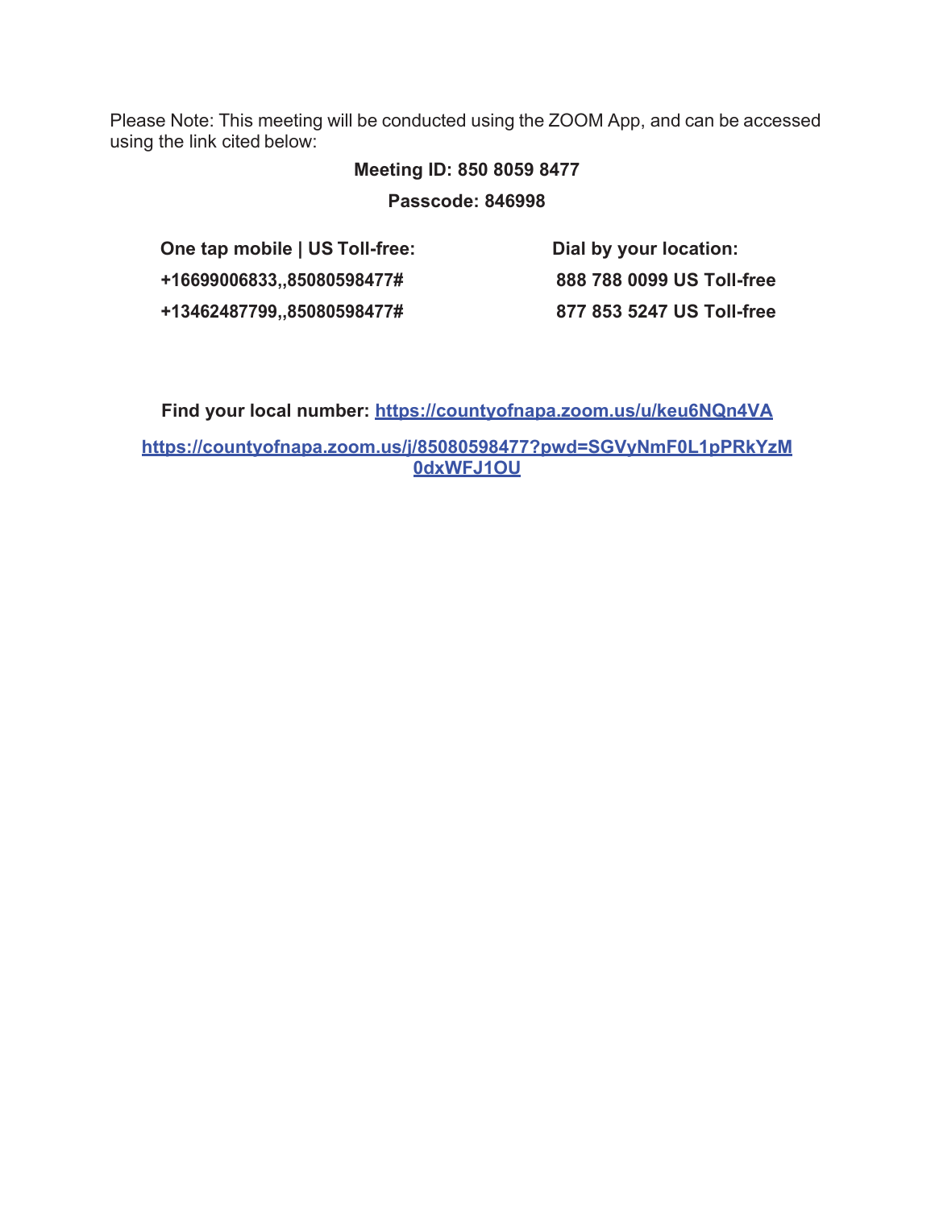Please Note: This meeting will be conducted using the ZOOM App, and can be accessed using the link cited below:

**Meeting ID: 850 8059 8477**

**Passcode: 846998**

| One tap mobile \| US Toll-free: | Dial by your location: |
|---|---|
| **+16699006833,,85080598477#** | **888 788 0099 US Toll-free** |
| **+13462487799,,85080598477#** | **877 853 5247 US Toll-free** |

**Find your local number: https://countyofnapa.zoom.us/u/keu6NQn4VA**

**https://countyofnapa.zoom.us/j/85080598477?pwd=SGVyNmF0L1pPRkYzM0dxWFJ1OU**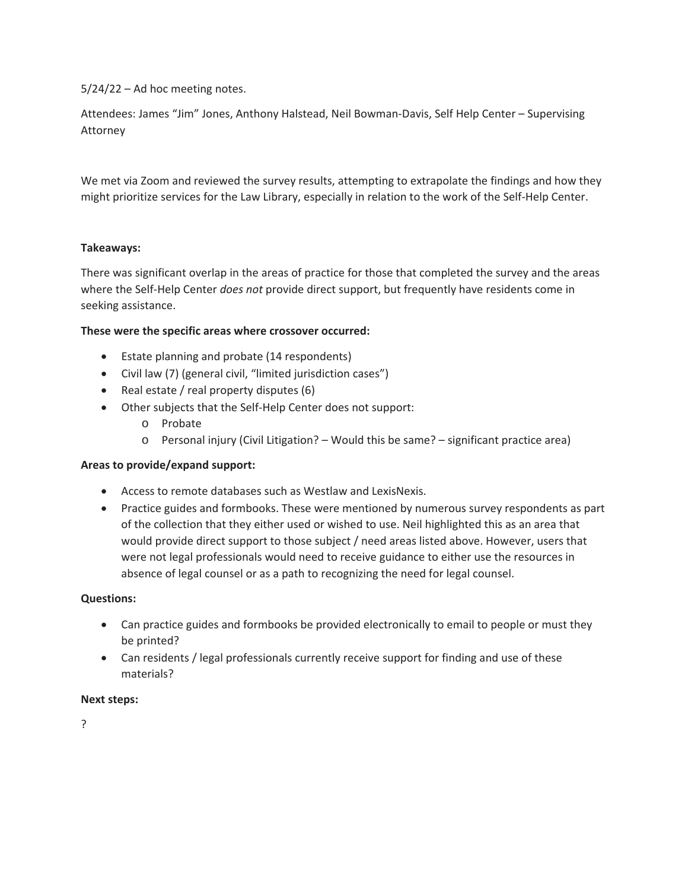5/24/22 – Ad hoc meeting notes.

Attendees: James "Jim" Jones, Anthony Halstead, Neil Bowman-Davis, Self Help Center – Supervising Attorney

We met via Zoom and reviewed the survey results, attempting to extrapolate the findings and how they might prioritize services for the Law Library, especially in relation to the work of the Self-Help Center.

**Takeaways:**

There was significant overlap in the areas of practice for those that completed the survey and the areas where the Self-Help Center *does not* provide direct support, but frequently have residents come in seeking assistance.

**These were the specific areas where crossover occurred:**

- Estate planning and probate (14 respondents)
- Civil law (7) (general civil, "limited jurisdiction cases")
- Real estate / real property disputes (6)
- Other subjects that the Self-Help Center does not support:
    - Probate
    - Personal injury (Civil Litigation? – Would this be same? – significant practice area)

**Areas to provide/expand support:**

- Access to remote databases such as Westlaw and LexisNexis.
- Practice guides and formbooks. These were mentioned by numerous survey respondents as part of the collection that they either used or wished to use. Neil highlighted this as an area that would provide direct support to those subject / need areas listed above. However, users that were not legal professionals would need to receive guidance to either use the resources in absence of legal counsel or as a path to recognizing the need for legal counsel.

**Questions:**

- Can practice guides and formbooks be provided electronically to email to people or must they be printed?
- Can residents / legal professionals currently receive support for finding and use of these materials?

**Next steps:**

?